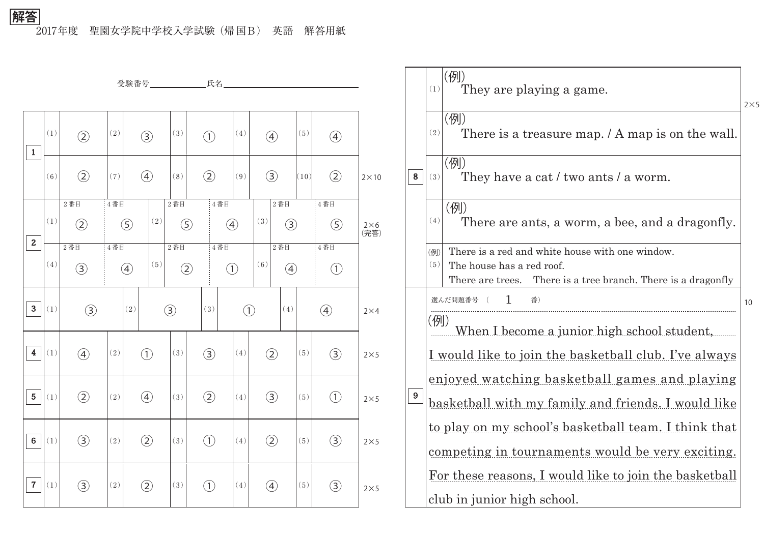**解答**

2017年度　聖園女学院中学校入学試験（帰国Ｂ）　英語　解答用紙

受験番号＿＿＿＿＿＿氏名＿＿＿＿＿＿＿＿＿＿＿＿

| 大問 | 番号 | 解答 | 番号 | 解答 | 番号 | 解答 | 番号 | 解答 | 番号 | 解答 | 配点 |
|---|---|---|---|---|---|---|---|---|---|---|---|
| 1 | (1) | ② | (2) | ③ | (3) | ① | (4) | ④ | (5) | ④ | |
| | (6) | ② | (7) | ④ | (8) | ② | (9) | ③ | (10) | ② | 2×10 |

| 大問 | 番号 | 2番目 | 4番目 | 番号 | 2番目 | 4番目 | 番号 | 2番目 | 4番目 | 配点 |
|---|---|---|---|---|---|---|---|---|---|---|
| 2 | (1) | ② | ⑤ | (2) | ⑤ | ④ | (3) | ③ | ⑤ | 2×6 (完答) |
| | (4) | ③ | ④ | (5) | ② | ① | (6) | ④ | ① | |

| 大問 | 番号 | 解答 | 番号 | 解答 | 番号 | 解答 | 番号 | 解答 | 番号 | 解答 | 配点 |
|---|---|---|---|---|---|---|---|---|---|---|---|
| 3 | (1) | ③ | (2) | ③ | (3) | ① | (4) | ④ | | | 2×4 |
| 4 | (1) | ④ | (2) | ① | (3) | ③ | (4) | ② | (5) | ③ | 2×5 |
| 5 | (1) | ② | (2) | ④ | (3) | ② | (4) | ③ | (5) | ① | 2×5 |
| 6 | (1) | ③ | (2) | ② | (3) | ① | (4) | ② | (5) | ③ | 2×5 |
| 7 | (1) | ③ | (2) | ② | (3) | ① | (4) | ④ | (5) | ③ | 2×5 |

| 大問 | 番号 | 解答 | 配点 |
|---|---|---|---|
| 8 | (1) | (例) They are playing a game. | 2×5 |
| | (2) | (例) There is a treasure map. / A map is on the wall. | |
| | (3) | (例) They have a cat / two ants / a worm. | |
| | (4) | (例) There are ants, a worm, a bee, and a dragonfly. | |
| | (5) | (例) There is a red and white house with one window. The house has a red roof. There are trees. There is a tree branch. There is a dragonfly | |

**9**　選んだ問題番号（　1　番）　　10

(例) When I become a junior high school student, I would like to join the basketball club. I've always enjoyed watching basketball games and playing basketball with my family and friends. I would like to play on my school's basketball team. I think that competing in tournaments would be very exciting. For these reasons, I would like to join the basketball club in junior high school.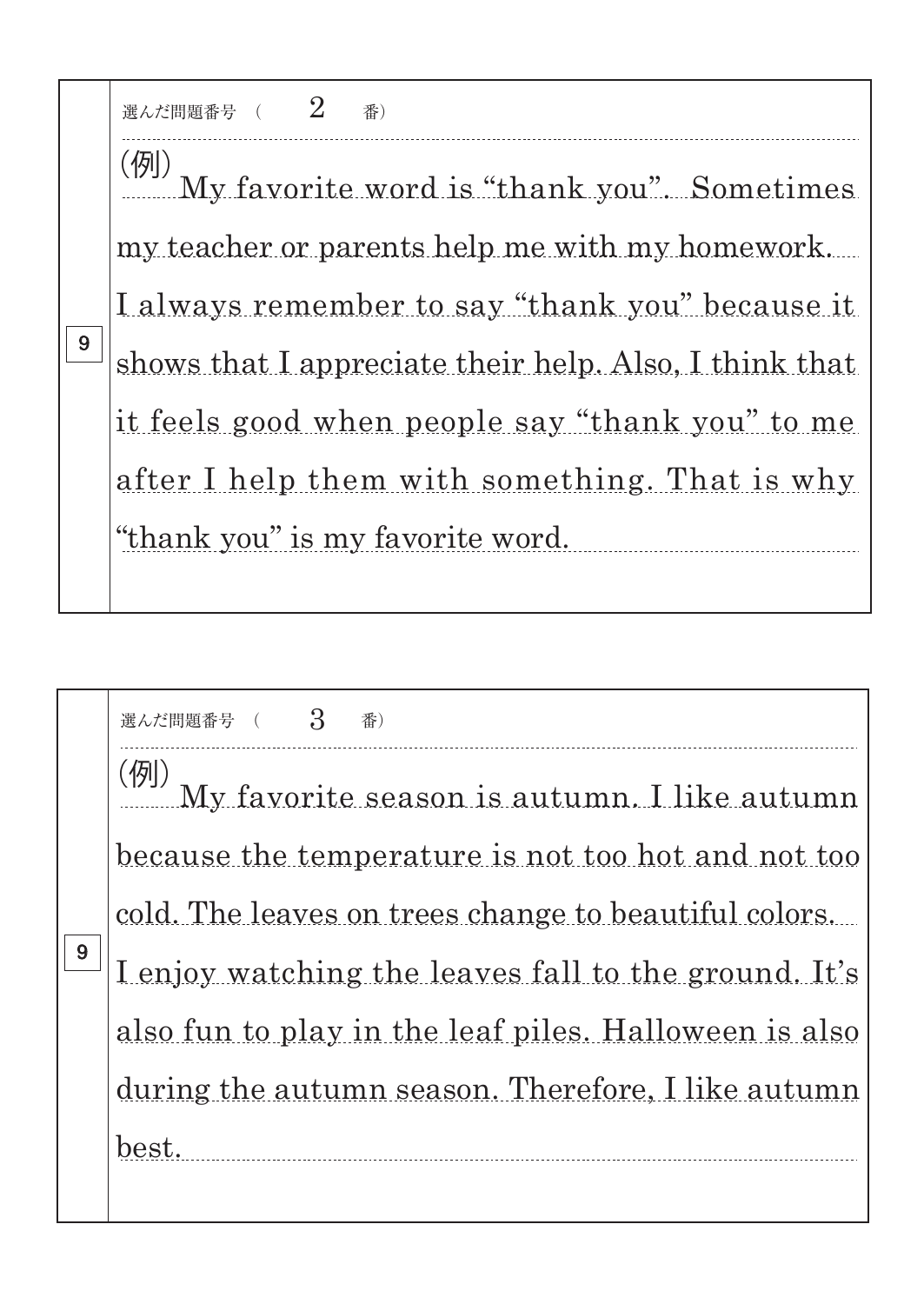**9**

選んだ問題番号（　2　番）

（例）My favorite word is "thank you". Sometimes my teacher or parents help me with my homework. I always remember to say "thank you" because it shows that I appreciate their help. Also, I think that it feels good when people say "thank you" to me after I help them with something. That is why "thank you" is my favorite word.

**9**

選んだ問題番号（　3　番）

（例）My favorite season is autumn. I like autumn because the temperature is not too hot and not too cold. The leaves on trees change to beautiful colors. I enjoy watching the leaves fall to the ground. It's also fun to play in the leaf piles. Halloween is also during the autumn season. Therefore, I like autumn best.